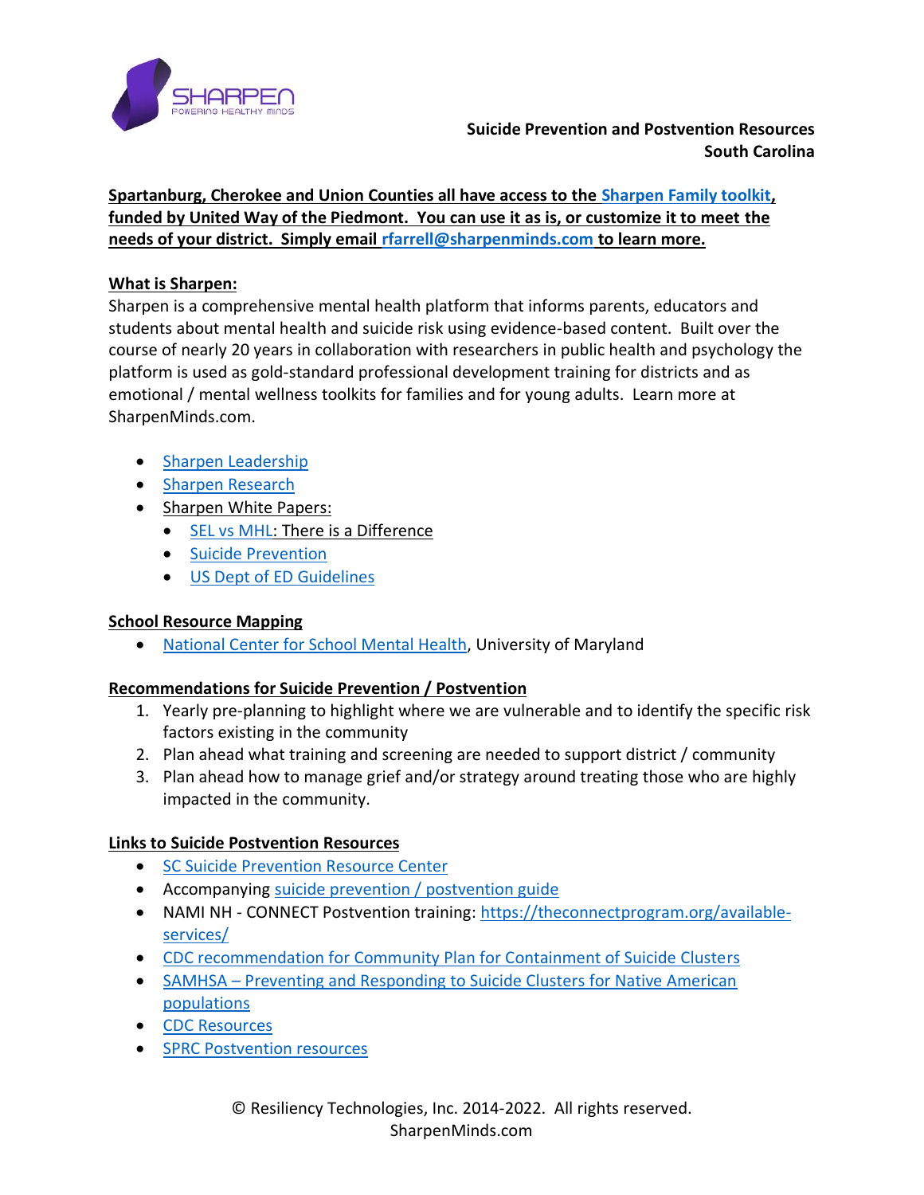**Suicide Prevention and Postvention Resources**
**South Carolina**

**Spartanburg, Cherokee and Union Counties all have access to the Sharpen Family toolkit, funded by United Way of the Piedmont. You can use it as is, or customize it to meet the needs of your district. Simply email rfarrell@sharpenminds.com to learn more.**

**What is Sharpen:**

Sharpen is a comprehensive mental health platform that informs parents, educators and students about mental health and suicide risk using evidence-based content. Built over the course of nearly 20 years in collaboration with researchers in public health and psychology the platform is used as gold-standard professional development training for districts and as emotional / mental wellness toolkits for families and for young adults. Learn more at SharpenMinds.com.

- Sharpen Leadership
- Sharpen Research
- Sharpen White Papers:
  - SEL vs MHL: There is a Difference
  - Suicide Prevention
  - US Dept of ED Guidelines

**School Resource Mapping**

- National Center for School Mental Health, University of Maryland

**Recommendations for Suicide Prevention / Postvention**

1. Yearly pre-planning to highlight where we are vulnerable and to identify the specific risk factors existing in the community
2. Plan ahead what training and screening are needed to support district / community
3. Plan ahead how to manage grief and/or strategy around treating those who are highly impacted in the community.

**Links to Suicide Postvention Resources**

- SC Suicide Prevention Resource Center
- Accompanying suicide prevention / postvention guide
- NAMI NH - CONNECT Postvention training: https://theconnectprogram.org/available-services/
- CDC recommendation for Community Plan for Containment of Suicide Clusters
- SAMHSA – Preventing and Responding to Suicide Clusters for Native American populations
- CDC Resources
- SPRC Postvention resources

© Resiliency Technologies, Inc. 2014-2022. All rights reserved.
SharpenMinds.com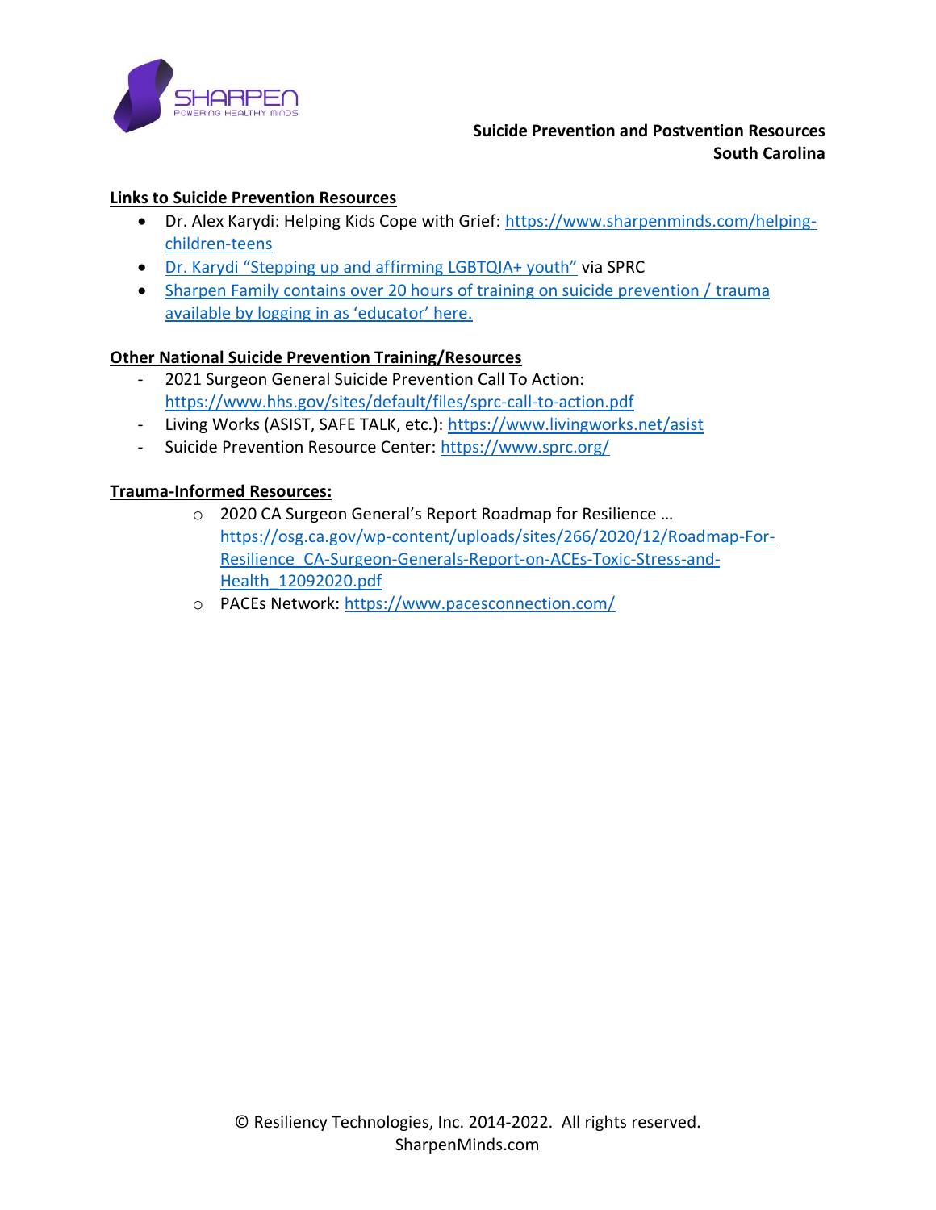**Suicide Prevention and Postvention Resources**
**South Carolina**

## Links to Suicide Prevention Resources

- Dr. Alex Karydi: Helping Kids Cope with Grief: https://www.sharpenminds.com/helping-children-teens
- Dr. Karydi "Stepping up and affirming LGBTQIA+ youth" via SPRC
- Sharpen Family contains over 20 hours of training on suicide prevention / trauma available by logging in as 'educator' here.

## Other National Suicide Prevention Training/Resources

- 2021 Surgeon General Suicide Prevention Call To Action: https://www.hhs.gov/sites/default/files/sprc-call-to-action.pdf
- Living Works (ASIST, SAFE TALK, etc.): https://www.livingworks.net/asist
- Suicide Prevention Resource Center: https://www.sprc.org/

## Trauma-Informed Resources:

- 2020 CA Surgeon General's Report Roadmap for Resilience … https://osg.ca.gov/wp-content/uploads/sites/266/2020/12/Roadmap-For-Resilience_CA-Surgeon-Generals-Report-on-ACEs-Toxic-Stress-and-Health_12092020.pdf
- PACEs Network: https://www.pacesconnection.com/

© Resiliency Technologies, Inc. 2014-2022. All rights reserved.
SharpenMinds.com